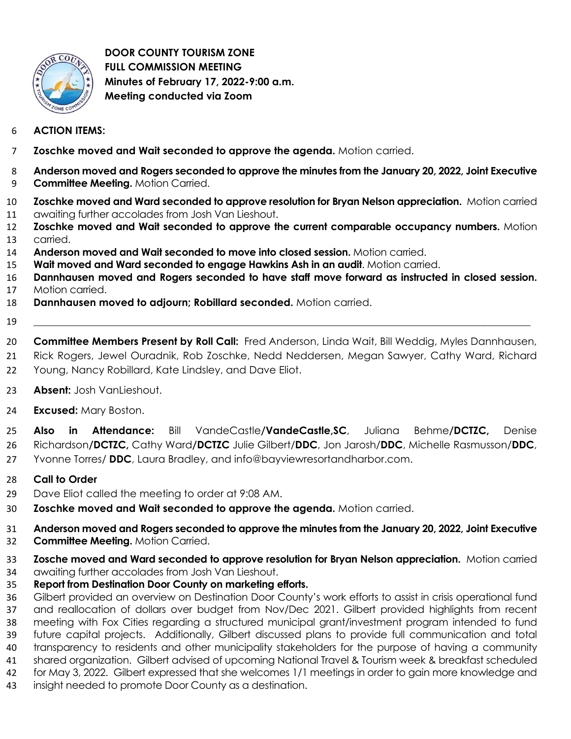**DOOR COUNTY TOURISM ZONE**
**FULL COMMISSION MEETING**
**Minutes of February 17, 2022-9:00 a.m.**
**Meeting conducted via Zoom**

**ACTION ITEMS:**

**Zoschke moved and Wait seconded to approve the agenda.** Motion carried.

**Anderson moved and Rogers seconded to approve the minutes from the January 20, 2022, Joint Executive Committee Meeting.** Motion Carried.

**Zoschke moved and Ward seconded to approve resolution for Bryan Nelson appreciation.** Motion carried awaiting further accolades from Josh Van Lieshout.
**Zoschke moved and Wait seconded to approve the current comparable occupancy numbers.** Motion carried.
**Anderson moved and Wait seconded to move into closed session.** Motion carried.
**Wait moved and Ward seconded to engage Hawkins Ash in an audit**. Motion carried.
**Dannhausen moved and Rogers seconded to have staff move forward as instructed in closed session.** Motion carried.
**Dannhausen moved to adjourn; Robillard seconded.** Motion carried.

---

**Committee Members Present by Roll Call:** Fred Anderson, Linda Wait, Bill Weddig, Myles Dannhausen, Rick Rogers, Jewel Ouradnik, Rob Zoschke, Nedd Neddersen, Megan Sawyer, Cathy Ward, Richard Young, Nancy Robillard, Kate Lindsley, and Dave Eliot.

**Absent:** Josh VanLieshout.

**Excused:** Mary Boston.

**Also in Attendance:** Bill VandeCastle/**VandeCastle,SC**, Juliana Behme/**DCTZC,** Denise Richardson/**DCTZC,** Cathy Ward/**DCTZC** Julie Gilbert/**DDC**, Jon Jarosh/**DDC**, Michelle Rasmusson/**DDC**, Yvonne Torres/ **DDC**, Laura Bradley, and info@bayviewresortandharbor.com.

**Call to Order**
Dave Eliot called the meeting to order at 9:08 AM.
**Zoschke moved and Wait seconded to approve the agenda.** Motion carried.

**Anderson moved and Rogers seconded to approve the minutes from the January 20, 2022, Joint Executive Committee Meeting.** Motion Carried.

**Zosche moved and Ward seconded to approve resolution for Bryan Nelson appreciation.** Motion carried awaiting further accolades from Josh Van Lieshout.
**Report from Destination Door County on marketing efforts.**
Gilbert provided an overview on Destination Door County's work efforts to assist in crisis operational fund and reallocation of dollars over budget from Nov/Dec 2021. Gilbert provided highlights from recent meeting with Fox Cities regarding a structured municipal grant/investment program intended to fund future capital projects. Additionally, Gilbert discussed plans to provide full communication and total transparency to residents and other municipality stakeholders for the purpose of having a community shared organization. Gilbert advised of upcoming National Travel & Tourism week & breakfast scheduled for May 3, 2022. Gilbert expressed that she welcomes 1/1 meetings in order to gain more knowledge and insight needed to promote Door County as a destination.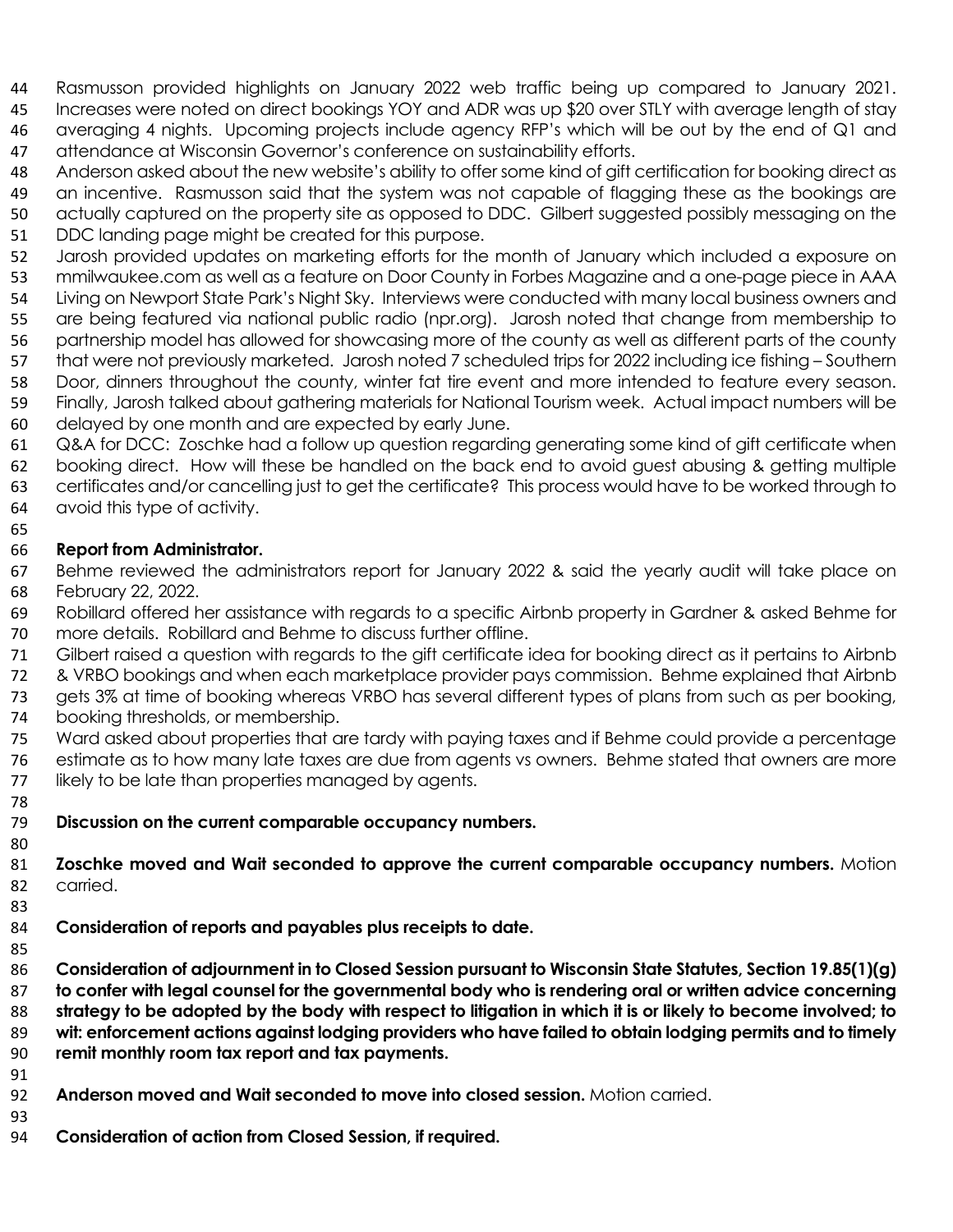Rasmusson provided highlights on January 2022 web traffic being up compared to January 2021. Increases were noted on direct bookings YOY and ADR was up $20 over STLY with average length of stay averaging 4 nights. Upcoming projects include agency RFP's which will be out by the end of Q1 and attendance at Wisconsin Governor's conference on sustainability efforts.

Anderson asked about the new website's ability to offer some kind of gift certification for booking direct as an incentive. Rasmusson said that the system was not capable of flagging these as the bookings are actually captured on the property site as opposed to DDC. Gilbert suggested possibly messaging on the DDC landing page might be created for this purpose.

Jarosh provided updates on marketing efforts for the month of January which included a exposure on mmilwaukee.com as well as a feature on Door County in Forbes Magazine and a one-page piece in AAA Living on Newport State Park's Night Sky. Interviews were conducted with many local business owners and are being featured via national public radio (npr.org). Jarosh noted that change from membership to partnership model has allowed for showcasing more of the county as well as different parts of the county that were not previously marketed. Jarosh noted 7 scheduled trips for 2022 including ice fishing – Southern Door, dinners throughout the county, winter fat tire event and more intended to feature every season. Finally, Jarosh talked about gathering materials for National Tourism week. Actual impact numbers will be delayed by one month and are expected by early June.

Q&A for DCC: Zoschke had a follow up question regarding generating some kind of gift certificate when booking direct. How will these be handled on the back end to avoid guest abusing & getting multiple certificates and/or cancelling just to get the certificate? This process would have to be worked through to avoid this type of activity.

**Report from Administrator.**

Behme reviewed the administrators report for January 2022 & said the yearly audit will take place on February 22, 2022.

Robillard offered her assistance with regards to a specific Airbnb property in Gardner & asked Behme for more details. Robillard and Behme to discuss further offline.

Gilbert raised a question with regards to the gift certificate idea for booking direct as it pertains to Airbnb & VRBO bookings and when each marketplace provider pays commission. Behme explained that Airbnb gets 3% at time of booking whereas VRBO has several different types of plans from such as per booking, booking thresholds, or membership.

Ward asked about properties that are tardy with paying taxes and if Behme could provide a percentage estimate as to how many late taxes are due from agents vs owners. Behme stated that owners are more likely to be late than properties managed by agents.

**Discussion on the current comparable occupancy numbers.**

**Zoschke moved and Wait seconded to approve the current comparable occupancy numbers.** Motion carried.

**Consideration of reports and payables plus receipts to date.**

**Consideration of adjournment in to Closed Session pursuant to Wisconsin State Statutes, Section 19.85(1)(g) to confer with legal counsel for the governmental body who is rendering oral or written advice concerning strategy to be adopted by the body with respect to litigation in which it is or likely to become involved; to wit: enforcement actions against lodging providers who have failed to obtain lodging permits and to timely remit monthly room tax report and tax payments.**

**Anderson moved and Wait seconded to move into closed session.** Motion carried.

**Consideration of action from Closed Session, if required.**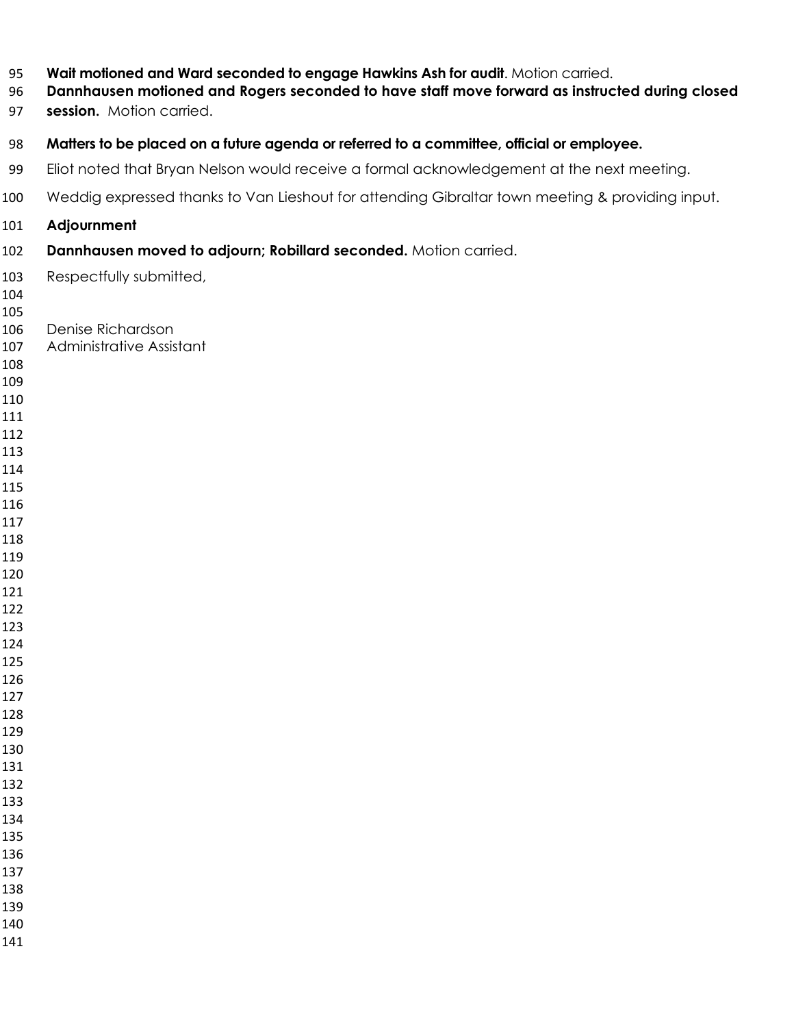**Wait motioned and Ward seconded to engage Hawkins Ash for audit**. Motion carried.

**Dannhausen motioned and Rogers seconded to have staff move forward as instructed during closed session.** Motion carried.

**Matters to be placed on a future agenda or referred to a committee, official or employee.**

Eliot noted that Bryan Nelson would receive a formal acknowledgement at the next meeting.

Weddig expressed thanks to Van Lieshout for attending Gibraltar town meeting & providing input.

**Adjournment**

**Dannhausen moved to adjourn; Robillard seconded.** Motion carried.

Respectfully submitted,

Denise Richardson
Administrative Assistant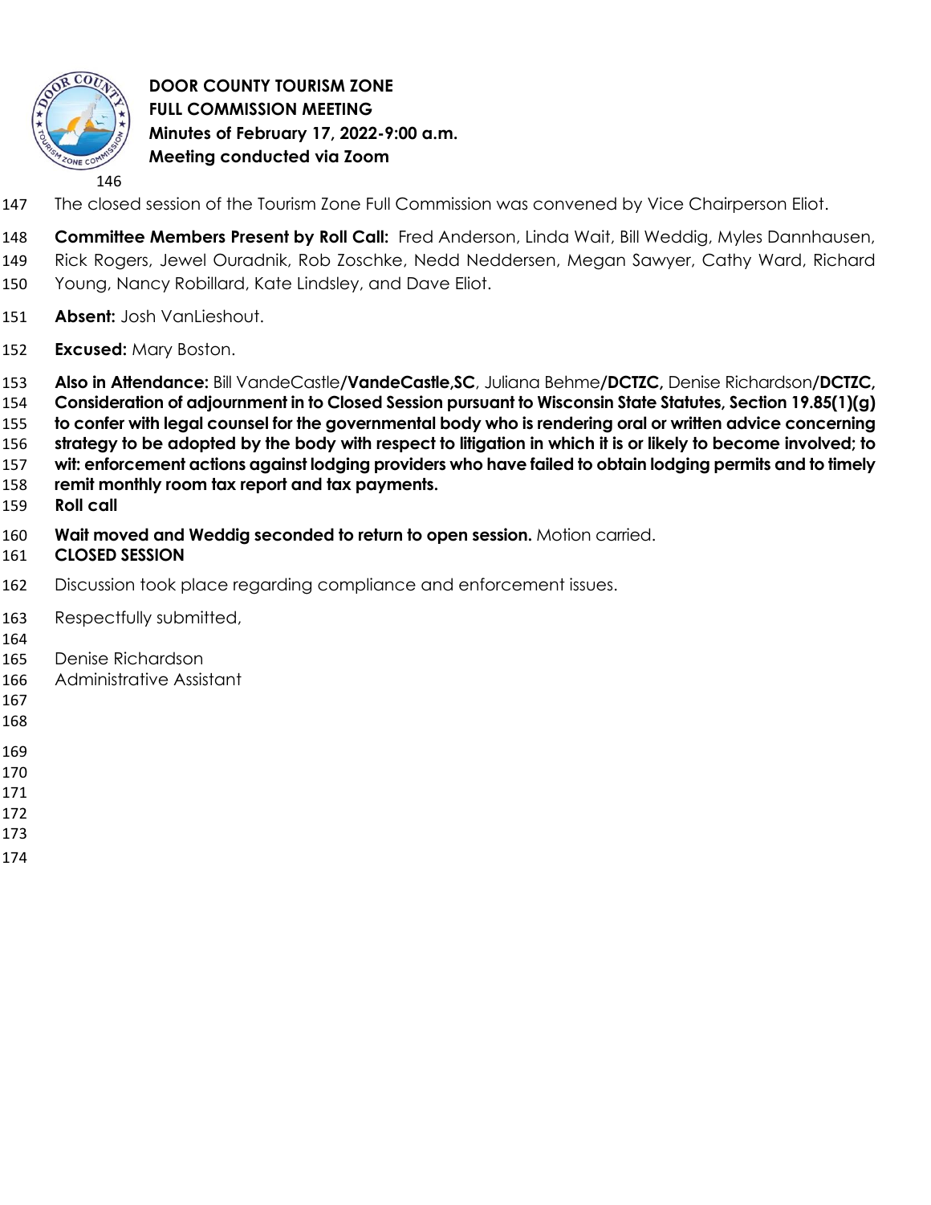**DOOR COUNTY TOURISM ZONE**
**FULL COMMISSION MEETING**
**Minutes of February 17, 2022-9:00 a.m.**
**Meeting conducted via Zoom**

The closed session of the Tourism Zone Full Commission was convened by Vice Chairperson Eliot.

**Committee Members Present by Roll Call:** Fred Anderson, Linda Wait, Bill Weddig, Myles Dannhausen, Rick Rogers, Jewel Ouradnik, Rob Zoschke, Nedd Neddersen, Megan Sawyer, Cathy Ward, Richard Young, Nancy Robillard, Kate Lindsley, and Dave Eliot.

**Absent:** Josh VanLieshout.

**Excused:** Mary Boston.

**Also in Attendance:** Bill VandeCastle**/VandeCastle,SC**, Juliana Behme**/DCTZC,** Denise Richardson**/DCTZC,**
**Consideration of adjournment in to Closed Session pursuant to Wisconsin State Statutes, Section 19.85(1)(g) to confer with legal counsel for the governmental body who is rendering oral or written advice concerning strategy to be adopted by the body with respect to litigation in which it is or likely to become involved; to wit: enforcement actions against lodging providers who have failed to obtain lodging permits and to timely remit monthly room tax report and tax payments.**
**Roll call**

**Wait moved and Weddig seconded to return to open session.** Motion carried.
**CLOSED SESSION**

Discussion took place regarding compliance and enforcement issues.

Respectfully submitted,

Denise Richardson
Administrative Assistant